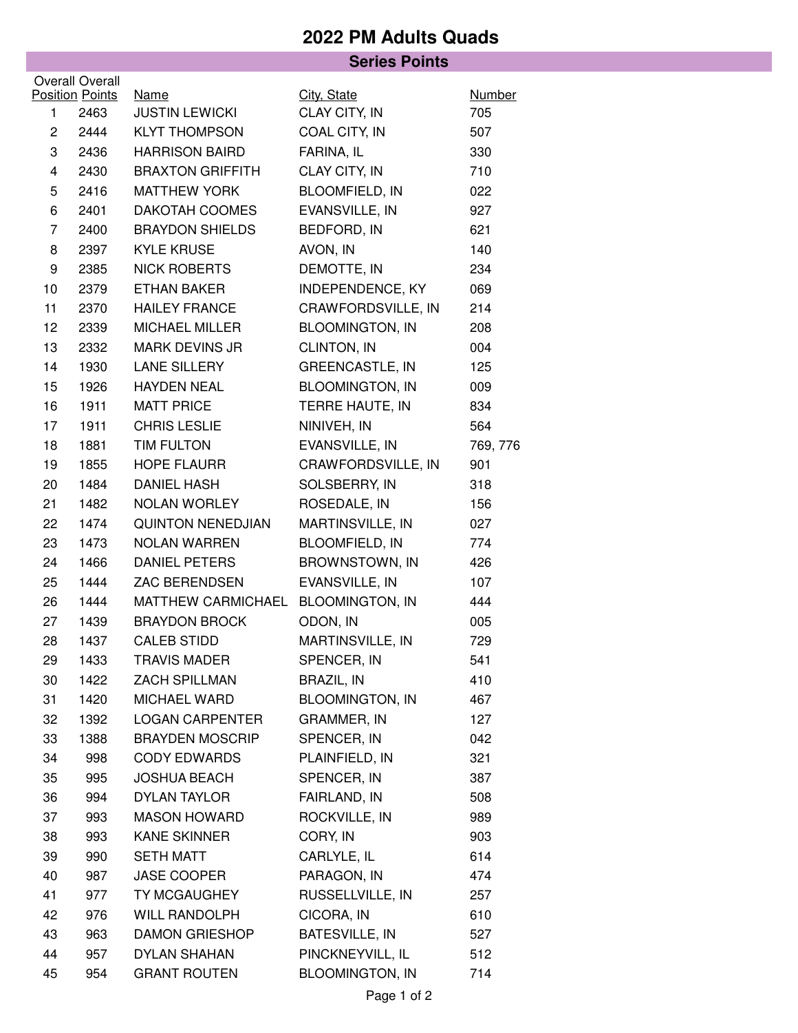# 2022 PM Adults Quads

## Series Points

| Overall Position | Overall Points | Name | City, State | Number |
|---|---|---|---|---|
| 1 | 2463 | JUSTIN LEWICKI | CLAY CITY, IN | 705 |
| 2 | 2444 | KLYT THOMPSON | COAL CITY, IN | 507 |
| 3 | 2436 | HARRISON BAIRD | FARINA, IL | 330 |
| 4 | 2430 | BRAXTON GRIFFITH | CLAY CITY, IN | 710 |
| 5 | 2416 | MATTHEW YORK | BLOOMFIELD, IN | 022 |
| 6 | 2401 | DAKOTAH COOMES | EVANSVILLE, IN | 927 |
| 7 | 2400 | BRAYDON SHIELDS | BEDFORD, IN | 621 |
| 8 | 2397 | KYLE KRUSE | AVON, IN | 140 |
| 9 | 2385 | NICK ROBERTS | DEMOTTE, IN | 234 |
| 10 | 2379 | ETHAN BAKER | INDEPENDENCE, KY | 069 |
| 11 | 2370 | HAILEY FRANCE | CRAWFORDSVILLE, IN | 214 |
| 12 | 2339 | MICHAEL MILLER | BLOOMINGTON, IN | 208 |
| 13 | 2332 | MARK DEVINS JR | CLINTON, IN | 004 |
| 14 | 1930 | LANE SILLERY | GREENCASTLE, IN | 125 |
| 15 | 1926 | HAYDEN NEAL | BLOOMINGTON, IN | 009 |
| 16 | 1911 | MATT PRICE | TERRE HAUTE, IN | 834 |
| 17 | 1911 | CHRIS LESLIE | NINIVEH, IN | 564 |
| 18 | 1881 | TIM FULTON | EVANSVILLE, IN | 769, 776 |
| 19 | 1855 | HOPE FLAURR | CRAWFORDSVILLE, IN | 901 |
| 20 | 1484 | DANIEL HASH | SOLSBERRY, IN | 318 |
| 21 | 1482 | NOLAN WORLEY | ROSEDALE, IN | 156 |
| 22 | 1474 | QUINTON NENEDJIAN | MARTINSVILLE, IN | 027 |
| 23 | 1473 | NOLAN WARREN | BLOOMFIELD, IN | 774 |
| 24 | 1466 | DANIEL PETERS | BROWNSTOWN, IN | 426 |
| 25 | 1444 | ZAC BERENDSEN | EVANSVILLE, IN | 107 |
| 26 | 1444 | MATTHEW CARMICHAEL | BLOOMINGTON, IN | 444 |
| 27 | 1439 | BRAYDON BROCK | ODON, IN | 005 |
| 28 | 1437 | CALEB STIDD | MARTINSVILLE, IN | 729 |
| 29 | 1433 | TRAVIS MADER | SPENCER, IN | 541 |
| 30 | 1422 | ZACH SPILLMAN | BRAZIL, IN | 410 |
| 31 | 1420 | MICHAEL WARD | BLOOMINGTON, IN | 467 |
| 32 | 1392 | LOGAN CARPENTER | GRAMMER, IN | 127 |
| 33 | 1388 | BRAYDEN MOSCRIP | SPENCER, IN | 042 |
| 34 | 998 | CODY EDWARDS | PLAINFIELD, IN | 321 |
| 35 | 995 | JOSHUA BEACH | SPENCER, IN | 387 |
| 36 | 994 | DYLAN TAYLOR | FAIRLAND, IN | 508 |
| 37 | 993 | MASON HOWARD | ROCKVILLE, IN | 989 |
| 38 | 993 | KANE SKINNER | CORY, IN | 903 |
| 39 | 990 | SETH MATT | CARLYLE, IL | 614 |
| 40 | 987 | JASE COOPER | PARAGON, IN | 474 |
| 41 | 977 | TY MCGAUGHEY | RUSSELLVILLE, IN | 257 |
| 42 | 976 | WILL RANDOLPH | CICORA, IN | 610 |
| 43 | 963 | DAMON GRIESHOP | BATESVILLE, IN | 527 |
| 44 | 957 | DYLAN SHAHAN | PINCKNEYVILL, IL | 512 |
| 45 | 954 | GRANT ROUTEN | BLOOMINGTON, IN | 714 |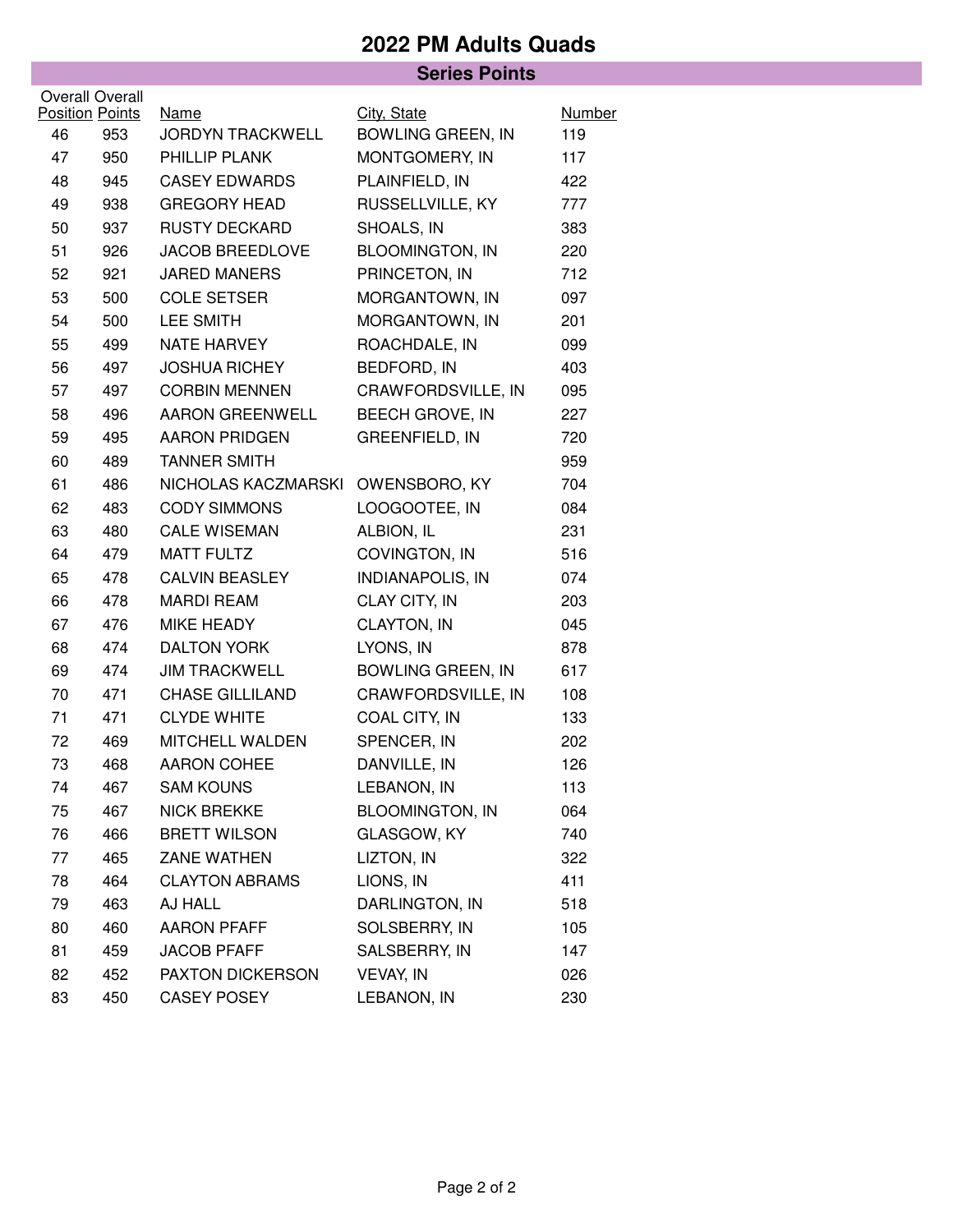# 2022 PM Adults Quads

## Series Points

| Overall Position | Overall Points | Name | City, State | Number |
|---|---|---|---|---|
| 46 | 953 | JORDYN TRACKWELL | BOWLING GREEN, IN | 119 |
| 47 | 950 | PHILLIP PLANK | MONTGOMERY, IN | 117 |
| 48 | 945 | CASEY EDWARDS | PLAINFIELD, IN | 422 |
| 49 | 938 | GREGORY HEAD | RUSSELLVILLE, KY | 777 |
| 50 | 937 | RUSTY DECKARD | SHOALS, IN | 383 |
| 51 | 926 | JACOB BREEDLOVE | BLOOMINGTON, IN | 220 |
| 52 | 921 | JARED MANERS | PRINCETON, IN | 712 |
| 53 | 500 | COLE SETSER | MORGANTOWN, IN | 097 |
| 54 | 500 | LEE SMITH | MORGANTOWN, IN | 201 |
| 55 | 499 | NATE HARVEY | ROACHDALE, IN | 099 |
| 56 | 497 | JOSHUA RICHEY | BEDFORD, IN | 403 |
| 57 | 497 | CORBIN MENNEN | CRAWFORDSVILLE, IN | 095 |
| 58 | 496 | AARON GREENWELL | BEECH GROVE, IN | 227 |
| 59 | 495 | AARON PRIDGEN | GREENFIELD, IN | 720 |
| 60 | 489 | TANNER SMITH | | 959 |
| 61 | 486 | NICHOLAS KACZMARSKI | OWENSBORO, KY | 704 |
| 62 | 483 | CODY SIMMONS | LOOGOOTEE, IN | 084 |
| 63 | 480 | CALE WISEMAN | ALBION, IL | 231 |
| 64 | 479 | MATT FULTZ | COVINGTON, IN | 516 |
| 65 | 478 | CALVIN BEASLEY | INDIANAPOLIS, IN | 074 |
| 66 | 478 | MARDI REAM | CLAY CITY, IN | 203 |
| 67 | 476 | MIKE HEADY | CLAYTON, IN | 045 |
| 68 | 474 | DALTON YORK | LYONS, IN | 878 |
| 69 | 474 | JIM TRACKWELL | BOWLING GREEN, IN | 617 |
| 70 | 471 | CHASE GILLILAND | CRAWFORDSVILLE, IN | 108 |
| 71 | 471 | CLYDE WHITE | COAL CITY, IN | 133 |
| 72 | 469 | MITCHELL WALDEN | SPENCER, IN | 202 |
| 73 | 468 | AARON COHEE | DANVILLE, IN | 126 |
| 74 | 467 | SAM KOUNS | LEBANON, IN | 113 |
| 75 | 467 | NICK BREKKE | BLOOMINGTON, IN | 064 |
| 76 | 466 | BRETT WILSON | GLASGOW, KY | 740 |
| 77 | 465 | ZANE WATHEN | LIZTON, IN | 322 |
| 78 | 464 | CLAYTON ABRAMS | LIONS, IN | 411 |
| 79 | 463 | AJ HALL | DARLINGTON, IN | 518 |
| 80 | 460 | AARON PFAFF | SOLSBERRY, IN | 105 |
| 81 | 459 | JACOB PFAFF | SALSBERRY, IN | 147 |
| 82 | 452 | PAXTON DICKERSON | VEVAY, IN | 026 |
| 83 | 450 | CASEY POSEY | LEBANON, IN | 230 |